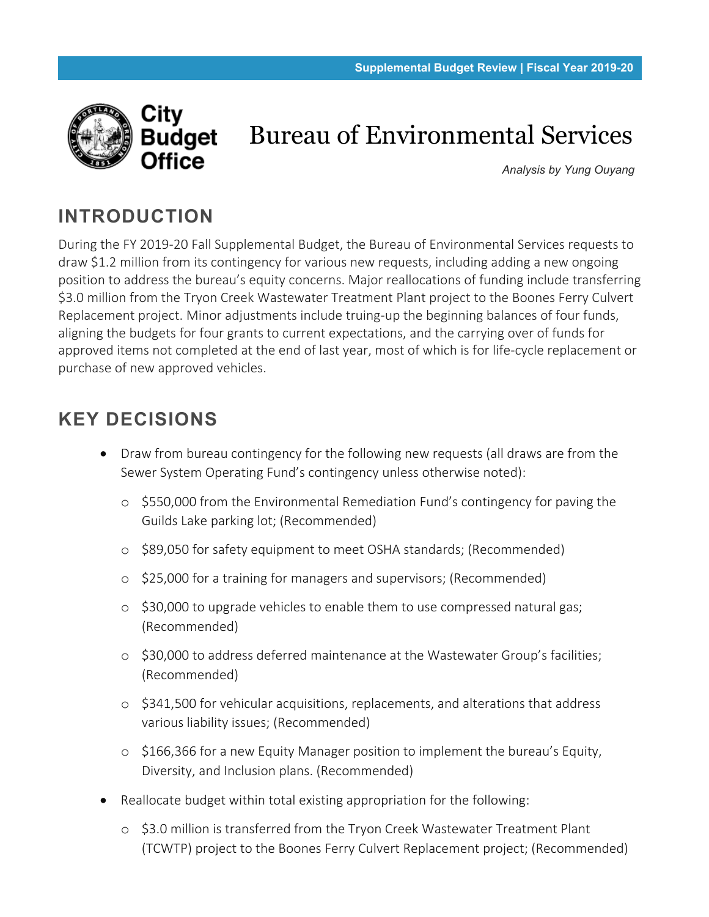City Budget Office

# Bureau of Environmental Services

*Analysis by Yung Ouyang*

## INTRODUCTION

During the FY 2019-20 Fall Supplemental Budget, the Bureau of Environmental Services requests to draw $1.2 million from its contingency for various new requests, including adding a new ongoing position to address the bureau's equity concerns. Major reallocations of funding include transferring $3.0 million from the Tryon Creek Wastewater Treatment Plant project to the Boones Ferry Culvert Replacement project. Minor adjustments include truing-up the beginning balances of four funds, aligning the budgets for four grants to current expectations, and the carrying over of funds for approved items not completed at the end of last year, most of which is for life-cycle replacement or purchase of new approved vehicles.

## KEY DECISIONS

- Draw from bureau contingency for the following new requests (all draws are from the Sewer System Operating Fund's contingency unless otherwise noted):
    - $550,000 from the Environmental Remediation Fund's contingency for paving the Guilds Lake parking lot; (Recommended)
    - $89,050 for safety equipment to meet OSHA standards; (Recommended)
    - $25,000 for a training for managers and supervisors; (Recommended)
    - $30,000 to upgrade vehicles to enable them to use compressed natural gas; (Recommended)
    - $30,000 to address deferred maintenance at the Wastewater Group's facilities; (Recommended)
    - $341,500 for vehicular acquisitions, replacements, and alterations that address various liability issues; (Recommended)
    - $166,366 for a new Equity Manager position to implement the bureau's Equity, Diversity, and Inclusion plans. (Recommended)
- Reallocate budget within total existing appropriation for the following:
    - $3.0 million is transferred from the Tryon Creek Wastewater Treatment Plant (TCWTP) project to the Boones Ferry Culvert Replacement project; (Recommended)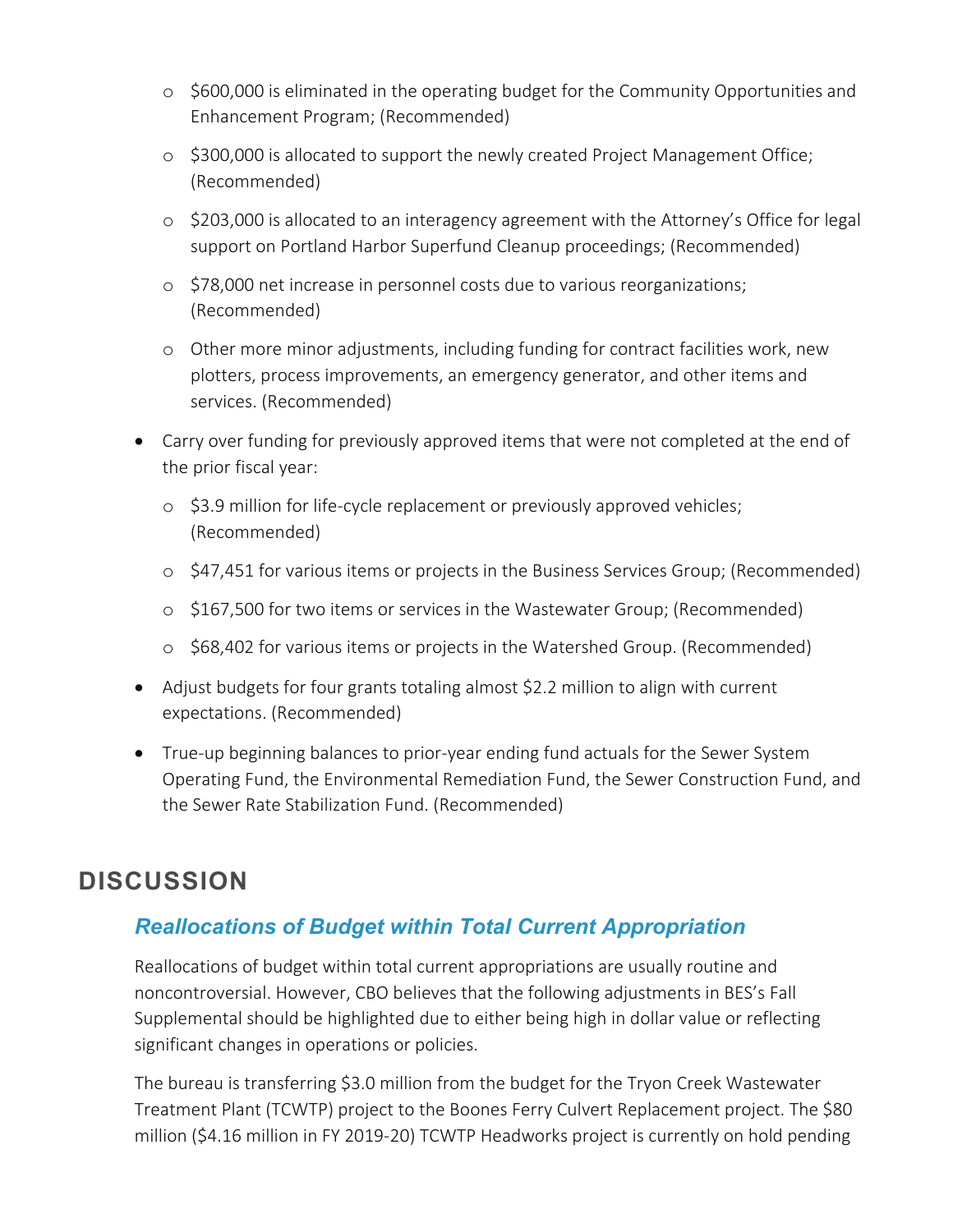- $600,000 is eliminated in the operating budget for the Community Opportunities and Enhancement Program; (Recommended)
  - $300,000 is allocated to support the newly created Project Management Office; (Recommended)
  - $203,000 is allocated to an interagency agreement with the Attorney's Office for legal support on Portland Harbor Superfund Cleanup proceedings; (Recommended)
  - $78,000 net increase in personnel costs due to various reorganizations; (Recommended)
  - Other more minor adjustments, including funding for contract facilities work, new plotters, process improvements, an emergency generator, and other items and services. (Recommended)
- Carry over funding for previously approved items that were not completed at the end of the prior fiscal year:
  - $3.9 million for life-cycle replacement or previously approved vehicles; (Recommended)
  - $47,451 for various items or projects in the Business Services Group; (Recommended)
  - $167,500 for two items or services in the Wastewater Group; (Recommended)
  - $68,402 for various items or projects in the Watershed Group. (Recommended)
- Adjust budgets for four grants totaling almost $2.2 million to align with current expectations. (Recommended)
- True-up beginning balances to prior-year ending fund actuals for the Sewer System Operating Fund, the Environmental Remediation Fund, the Sewer Construction Fund, and the Sewer Rate Stabilization Fund. (Recommended)

## DISCUSSION

### *Reallocations of Budget within Total Current Appropriation*

Reallocations of budget within total current appropriations are usually routine and noncontroversial. However, CBO believes that the following adjustments in BES's Fall Supplemental should be highlighted due to either being high in dollar value or reflecting significant changes in operations or policies.

The bureau is transferring $3.0 million from the budget for the Tryon Creek Wastewater Treatment Plant (TCWTP) project to the Boones Ferry Culvert Replacement project. The $80 million ($4.16 million in FY 2019-20) TCWTP Headworks project is currently on hold pending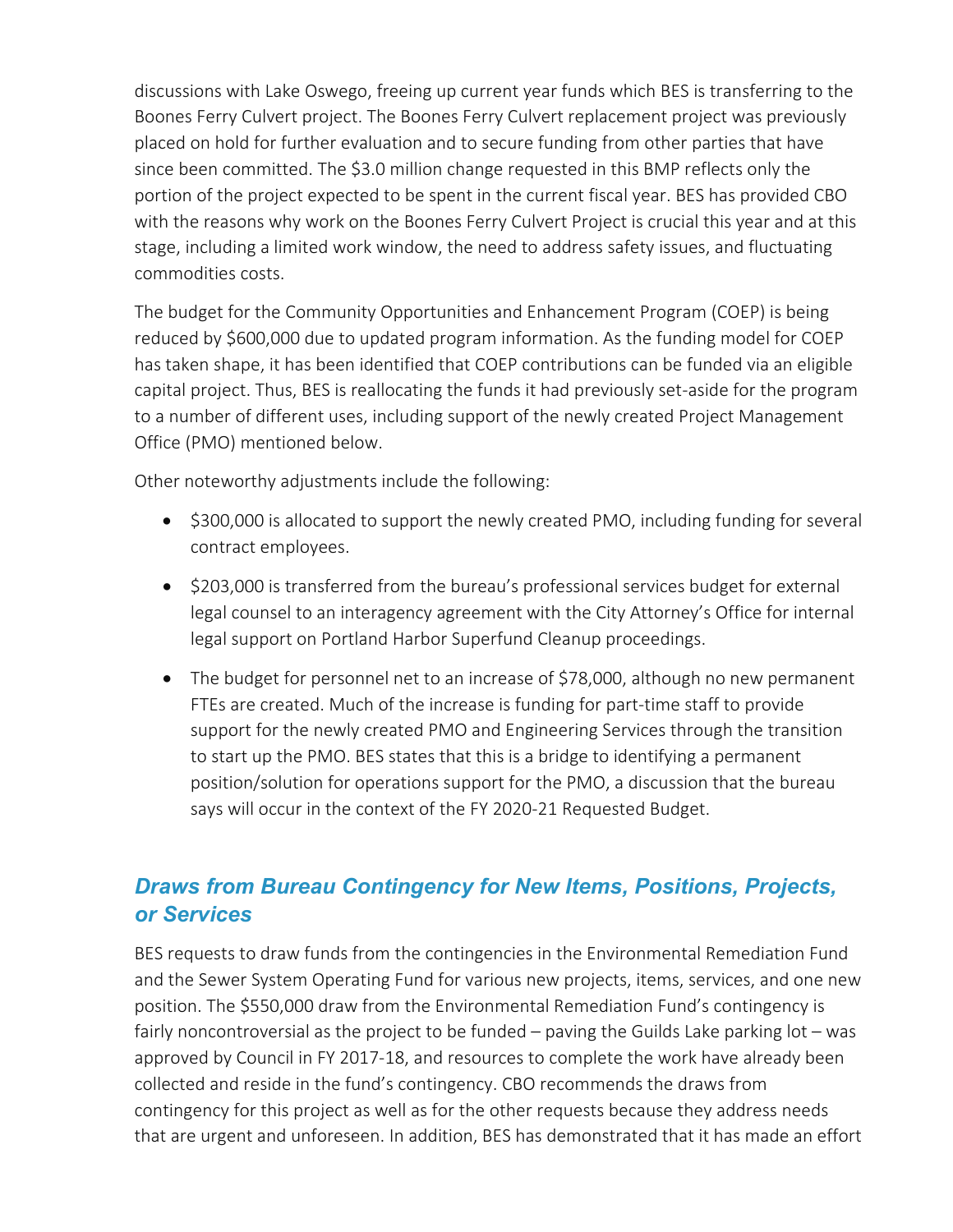discussions with Lake Oswego, freeing up current year funds which BES is transferring to the Boones Ferry Culvert project. The Boones Ferry Culvert replacement project was previously placed on hold for further evaluation and to secure funding from other parties that have since been committed. The $3.0 million change requested in this BMP reflects only the portion of the project expected to be spent in the current fiscal year. BES has provided CBO with the reasons why work on the Boones Ferry Culvert Project is crucial this year and at this stage, including a limited work window, the need to address safety issues, and fluctuating commodities costs.

The budget for the Community Opportunities and Enhancement Program (COEP) is being reduced by $600,000 due to updated program information. As the funding model for COEP has taken shape, it has been identified that COEP contributions can be funded via an eligible capital project. Thus, BES is reallocating the funds it had previously set-aside for the program to a number of different uses, including support of the newly created Project Management Office (PMO) mentioned below.

Other noteworthy adjustments include the following:

- $300,000 is allocated to support the newly created PMO, including funding for several contract employees.
- $203,000 is transferred from the bureau's professional services budget for external legal counsel to an interagency agreement with the City Attorney's Office for internal legal support on Portland Harbor Superfund Cleanup proceedings.
- The budget for personnel net to an increase of $78,000, although no new permanent FTEs are created. Much of the increase is funding for part-time staff to provide support for the newly created PMO and Engineering Services through the transition to start up the PMO. BES states that this is a bridge to identifying a permanent position/solution for operations support for the PMO, a discussion that the bureau says will occur in the context of the FY 2020-21 Requested Budget.

## *Draws from Bureau Contingency for New Items, Positions, Projects, or Services*

BES requests to draw funds from the contingencies in the Environmental Remediation Fund and the Sewer System Operating Fund for various new projects, items, services, and one new position. The $550,000 draw from the Environmental Remediation Fund's contingency is fairly noncontroversial as the project to be funded – paving the Guilds Lake parking lot – was approved by Council in FY 2017-18, and resources to complete the work have already been collected and reside in the fund's contingency. CBO recommends the draws from contingency for this project as well as for the other requests because they address needs that are urgent and unforeseen. In addition, BES has demonstrated that it has made an effort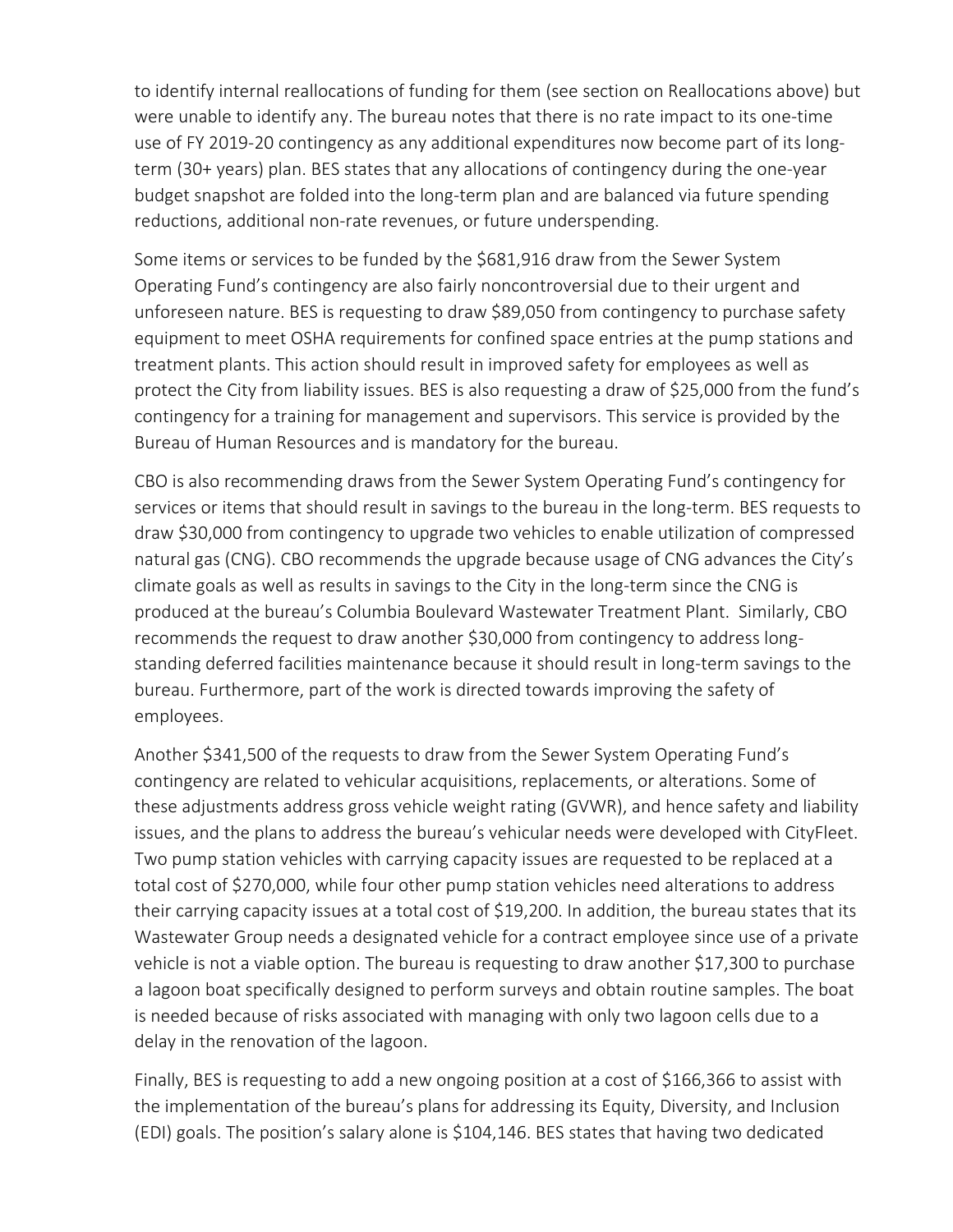to identify internal reallocations of funding for them (see section on Reallocations above) but were unable to identify any. The bureau notes that there is no rate impact to its one-time use of FY 2019-20 contingency as any additional expenditures now become part of its long-term (30+ years) plan. BES states that any allocations of contingency during the one-year budget snapshot are folded into the long-term plan and are balanced via future spending reductions, additional non-rate revenues, or future underspending.

Some items or services to be funded by the $681,916 draw from the Sewer System Operating Fund's contingency are also fairly noncontroversial due to their urgent and unforeseen nature. BES is requesting to draw $89,050 from contingency to purchase safety equipment to meet OSHA requirements for confined space entries at the pump stations and treatment plants. This action should result in improved safety for employees as well as protect the City from liability issues. BES is also requesting a draw of $25,000 from the fund's contingency for a training for management and supervisors. This service is provided by the Bureau of Human Resources and is mandatory for the bureau.

CBO is also recommending draws from the Sewer System Operating Fund's contingency for services or items that should result in savings to the bureau in the long-term. BES requests to draw $30,000 from contingency to upgrade two vehicles to enable utilization of compressed natural gas (CNG). CBO recommends the upgrade because usage of CNG advances the City's climate goals as well as results in savings to the City in the long-term since the CNG is produced at the bureau's Columbia Boulevard Wastewater Treatment Plant. Similarly, CBO recommends the request to draw another $30,000 from contingency to address long-standing deferred facilities maintenance because it should result in long-term savings to the bureau. Furthermore, part of the work is directed towards improving the safety of employees.

Another $341,500 of the requests to draw from the Sewer System Operating Fund's contingency are related to vehicular acquisitions, replacements, or alterations. Some of these adjustments address gross vehicle weight rating (GVWR), and hence safety and liability issues, and the plans to address the bureau's vehicular needs were developed with CityFleet. Two pump station vehicles with carrying capacity issues are requested to be replaced at a total cost of $270,000, while four other pump station vehicles need alterations to address their carrying capacity issues at a total cost of $19,200. In addition, the bureau states that its Wastewater Group needs a designated vehicle for a contract employee since use of a private vehicle is not a viable option. The bureau is requesting to draw another $17,300 to purchase a lagoon boat specifically designed to perform surveys and obtain routine samples. The boat is needed because of risks associated with managing with only two lagoon cells due to a delay in the renovation of the lagoon.

Finally, BES is requesting to add a new ongoing position at a cost of $166,366 to assist with the implementation of the bureau's plans for addressing its Equity, Diversity, and Inclusion (EDI) goals. The position's salary alone is $104,146. BES states that having two dedicated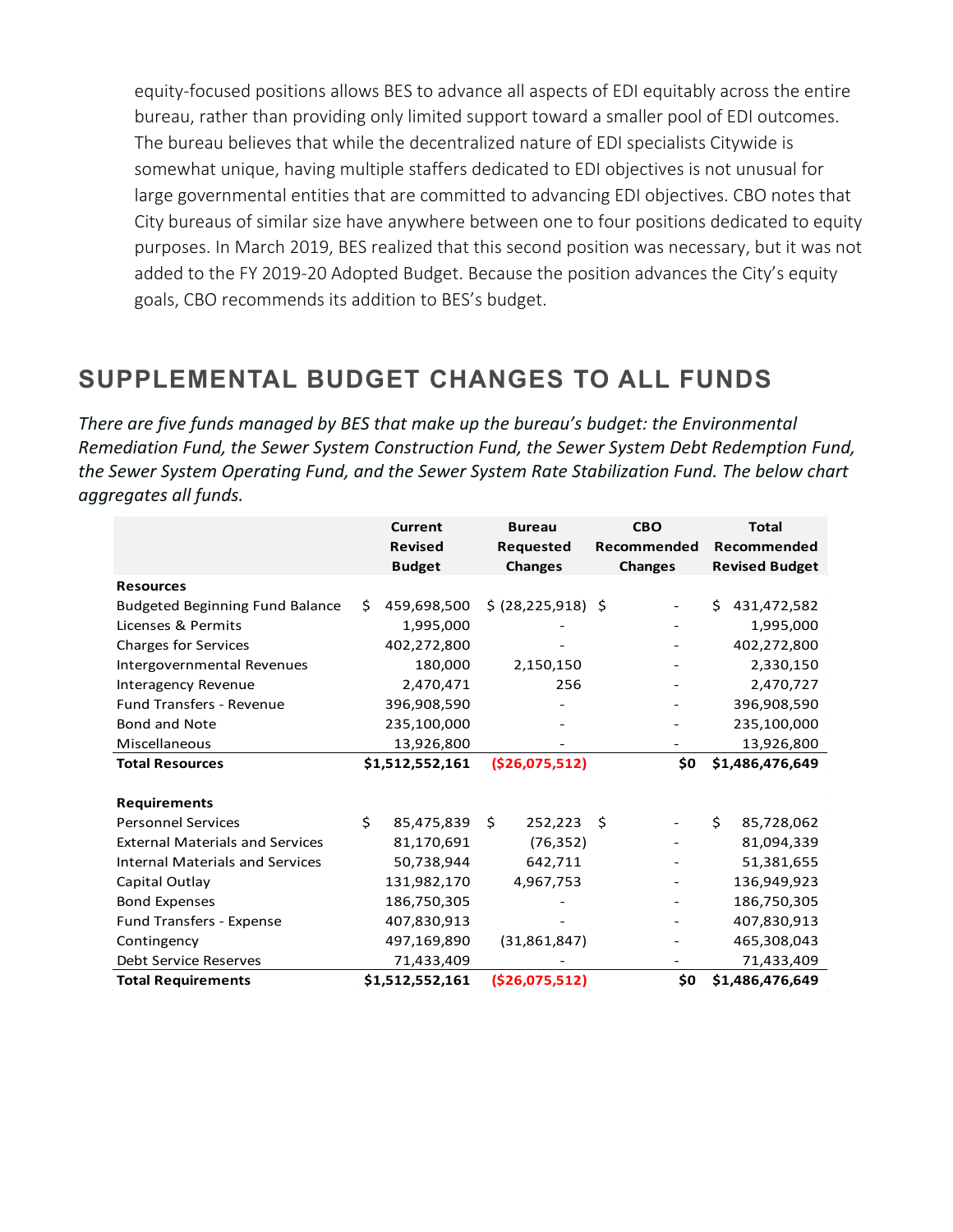equity-focused positions allows BES to advance all aspects of EDI equitably across the entire bureau, rather than providing only limited support toward a smaller pool of EDI outcomes. The bureau believes that while the decentralized nature of EDI specialists Citywide is somewhat unique, having multiple staffers dedicated to EDI objectives is not unusual for large governmental entities that are committed to advancing EDI objectives. CBO notes that City bureaus of similar size have anywhere between one to four positions dedicated to equity purposes. In March 2019, BES realized that this second position was necessary, but it was not added to the FY 2019-20 Adopted Budget. Because the position advances the City's equity goals, CBO recommends its addition to BES's budget.

## SUPPLEMENTAL BUDGET CHANGES TO ALL FUNDS

*There are five funds managed by BES that make up the bureau's budget: the Environmental Remediation Fund, the Sewer System Construction Fund, the Sewer System Debt Redemption Fund, the Sewer System Operating Fund, and the Sewer System Rate Stabilization Fund. The below chart aggregates all funds.*

| | Current Revised Budget | Bureau Requested Changes | CBO Recommended Changes | Total Recommended Revised Budget |
|---|---|---|---|---|
| **Resources** | | | | |
| Budgeted Beginning Fund Balance | $ 459,698,500 | $ (28,225,918) | $ - | $ 431,472,582 |
| Licenses & Permits | 1,995,000 | - | - | 1,995,000 |
| Charges for Services | 402,272,800 | - | - | 402,272,800 |
| Intergovernmental Revenues | 180,000 | 2,150,150 | - | 2,330,150 |
| Interagency Revenue | 2,470,471 | 256 | - | 2,470,727 |
| Fund Transfers - Revenue | 396,908,590 | - | - | 396,908,590 |
| Bond and Note | 235,100,000 | - | - | 235,100,000 |
| Miscellaneous | 13,926,800 | - | - | 13,926,800 |
| **Total Resources** | **$1,512,552,161** | **($26,075,512)** | **$0** | **$1,486,476,649** |
| | | | | |
| **Requirements** | | | | |
| Personnel Services | $ 85,475,839 | $ 252,223 | $ - | $ 85,728,062 |
| External Materials and Services | 81,170,691 | (76,352) | - | 81,094,339 |
| Internal Materials and Services | 50,738,944 | 642,711 | - | 51,381,655 |
| Capital Outlay | 131,982,170 | 4,967,753 | - | 136,949,923 |
| Bond Expenses | 186,750,305 | - | - | 186,750,305 |
| Fund Transfers - Expense | 407,830,913 | - | - | 407,830,913 |
| Contingency | 497,169,890 | (31,861,847) | - | 465,308,043 |
| Debt Service Reserves | 71,433,409 | - | - | 71,433,409 |
| **Total Requirements** | **$1,512,552,161** | **($26,075,512)** | **$0** | **$1,486,476,649** |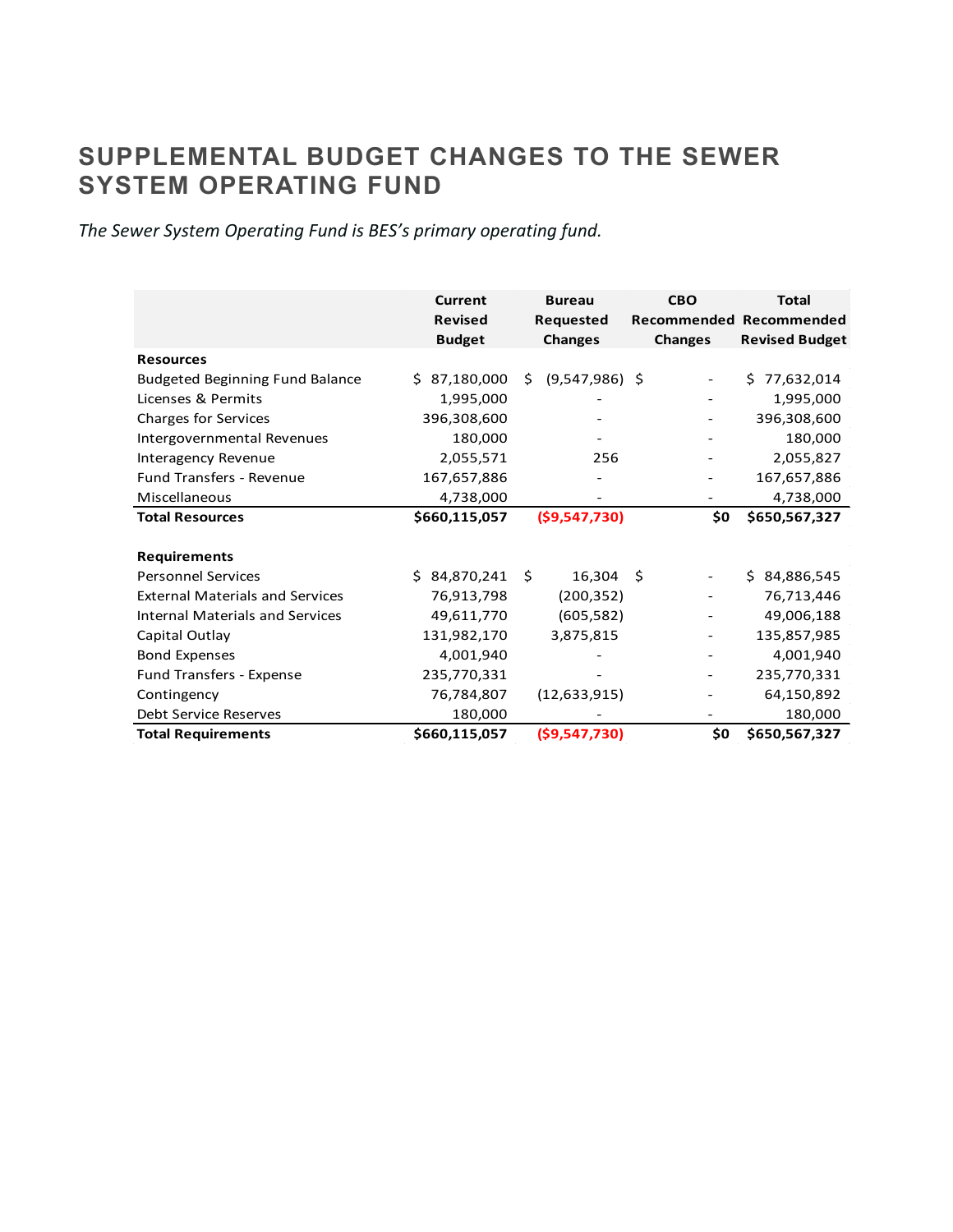# SUPPLEMENTAL BUDGET CHANGES TO THE SEWER SYSTEM OPERATING FUND

*The Sewer System Operating Fund is BES's primary operating fund.*

| | Current Revised Budget | Bureau Requested Changes | CBO Recommended Changes | Total Recommended Revised Budget |
|---|---|---|---|---|
| **Resources** | | | | |
| Budgeted Beginning Fund Balance | $ 87,180,000 | $ (9,547,986) | $ - | $ 77,632,014 |
| Licenses & Permits | 1,995,000 | - | - | 1,995,000 |
| Charges for Services | 396,308,600 | - | - | 396,308,600 |
| Intergovernmental Revenues | 180,000 | - | - | 180,000 |
| Interagency Revenue | 2,055,571 | 256 | - | 2,055,827 |
| Fund Transfers - Revenue | 167,657,886 | - | - | 167,657,886 |
| Miscellaneous | 4,738,000 | - | - | 4,738,000 |
| **Total Resources** | **$660,115,057** | **($9,547,730)** | **$0** | **$650,567,327** |
| **Requirements** | | | | |
| Personnel Services | $ 84,870,241 | $ 16,304 | $ - | $ 84,886,545 |
| External Materials and Services | 76,913,798 | (200,352) | - | 76,713,446 |
| Internal Materials and Services | 49,611,770 | (605,582) | - | 49,006,188 |
| Capital Outlay | 131,982,170 | 3,875,815 | - | 135,857,985 |
| Bond Expenses | 4,001,940 | - | - | 4,001,940 |
| Fund Transfers - Expense | 235,770,331 | - | - | 235,770,331 |
| Contingency | 76,784,807 | (12,633,915) | - | 64,150,892 |
| Debt Service Reserves | 180,000 | - | - | 180,000 |
| **Total Requirements** | **$660,115,057** | **($9,547,730)** | **$0** | **$650,567,327** |